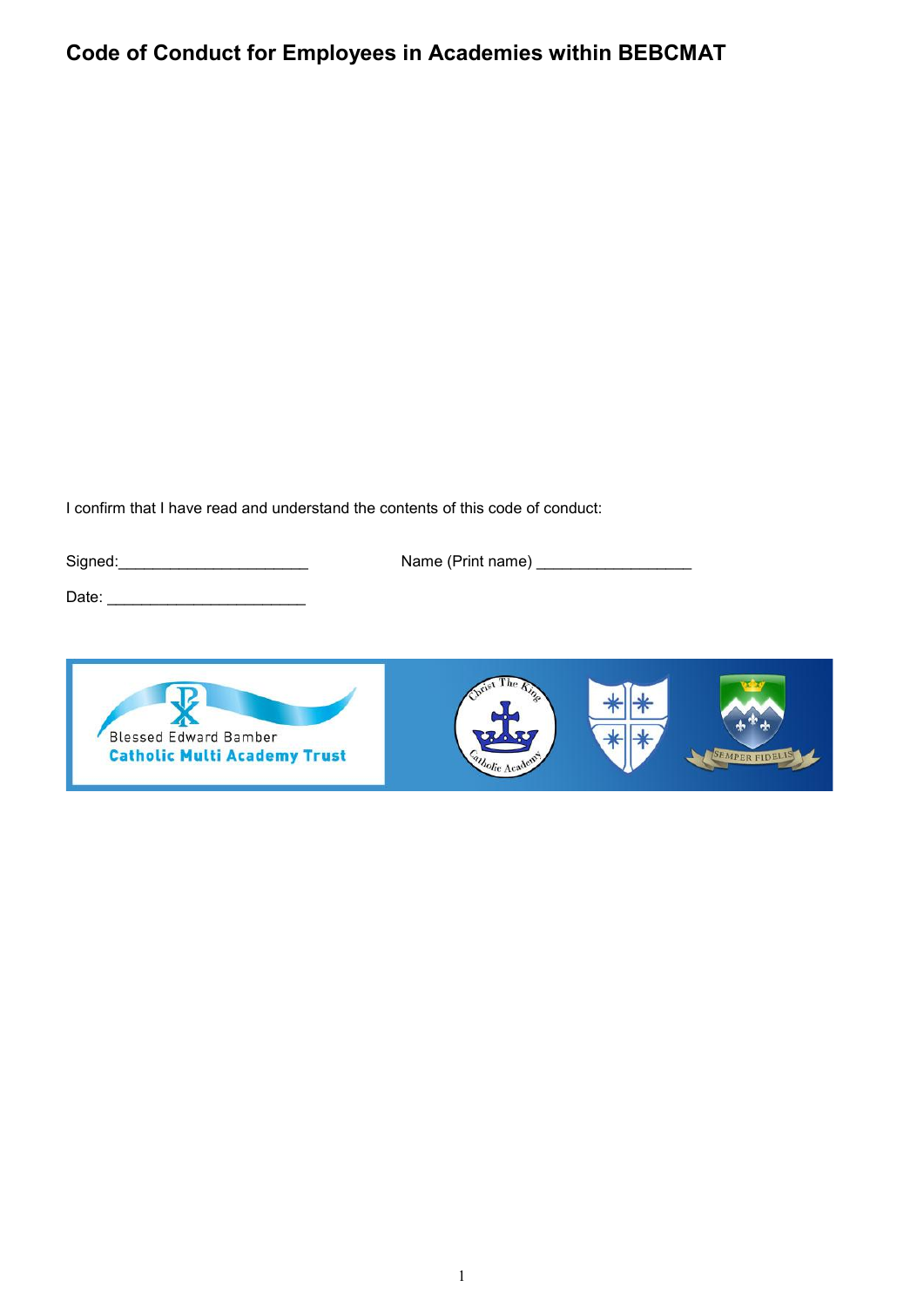# Code of Conduct for Employees in Academies within BEBCMAT

I confirm that I have read and understand the contents of this code of conduct:

Signed:______________________ Name (Print name) __________________

Date: _______________________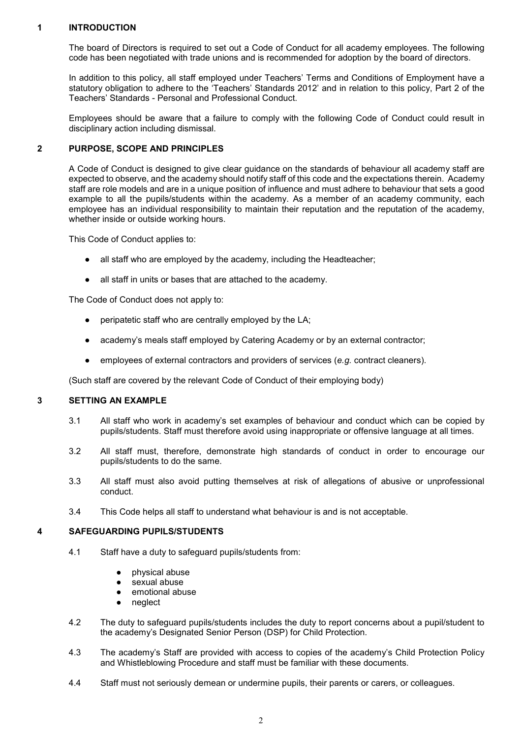## 1 INTRODUCTION

The board of Directors is required to set out a Code of Conduct for all academy employees. The following code has been negotiated with trade unions and is recommended for adoption by the board of directors.

In addition to this policy, all staff employed under Teachers' Terms and Conditions of Employment have a statutory obligation to adhere to the 'Teachers' Standards 2012' and in relation to this policy, Part 2 of the Teachers' Standards - Personal and Professional Conduct.

Employees should be aware that a failure to comply with the following Code of Conduct could result in disciplinary action including dismissal.

## 2 PURPOSE, SCOPE AND PRINCIPLES

A Code of Conduct is designed to give clear guidance on the standards of behaviour all academy staff are expected to observe, and the academy should notify staff of this code and the expectations therein. Academy staff are role models and are in a unique position of influence and must adhere to behaviour that sets a good example to all the pupils/students within the academy. As a member of an academy community, each employee has an individual responsibility to maintain their reputation and the reputation of the academy, whether inside or outside working hours.

This Code of Conduct applies to:

- all staff who are employed by the academy, including the Headteacher;
- all staff in units or bases that are attached to the academy.

The Code of Conduct does not apply to:

- peripatetic staff who are centrally employed by the LA;
- academy's meals staff employed by Catering Academy or by an external contractor;
- employees of external contractors and providers of services (*e.g.* contract cleaners).

(Such staff are covered by the relevant Code of Conduct of their employing body)

## 3 SETTING AN EXAMPLE

3.1 All staff who work in academy's set examples of behaviour and conduct which can be copied by pupils/students. Staff must therefore avoid using inappropriate or offensive language at all times.

3.2 All staff must, therefore, demonstrate high standards of conduct in order to encourage our pupils/students to do the same.

3.3 All staff must also avoid putting themselves at risk of allegations of abusive or unprofessional conduct.

3.4 This Code helps all staff to understand what behaviour is and is not acceptable.

## 4 SAFEGUARDING PUPILS/STUDENTS

4.1 Staff have a duty to safeguard pupils/students from:

- physical abuse
- sexual abuse
- emotional abuse
- neglect

4.2 The duty to safeguard pupils/students includes the duty to report concerns about a pupil/student to the academy's Designated Senior Person (DSP) for Child Protection.

4.3 The academy's Staff are provided with access to copies of the academy's Child Protection Policy and Whistleblowing Procedure and staff must be familiar with these documents.

4.4 Staff must not seriously demean or undermine pupils, their parents or carers, or colleagues.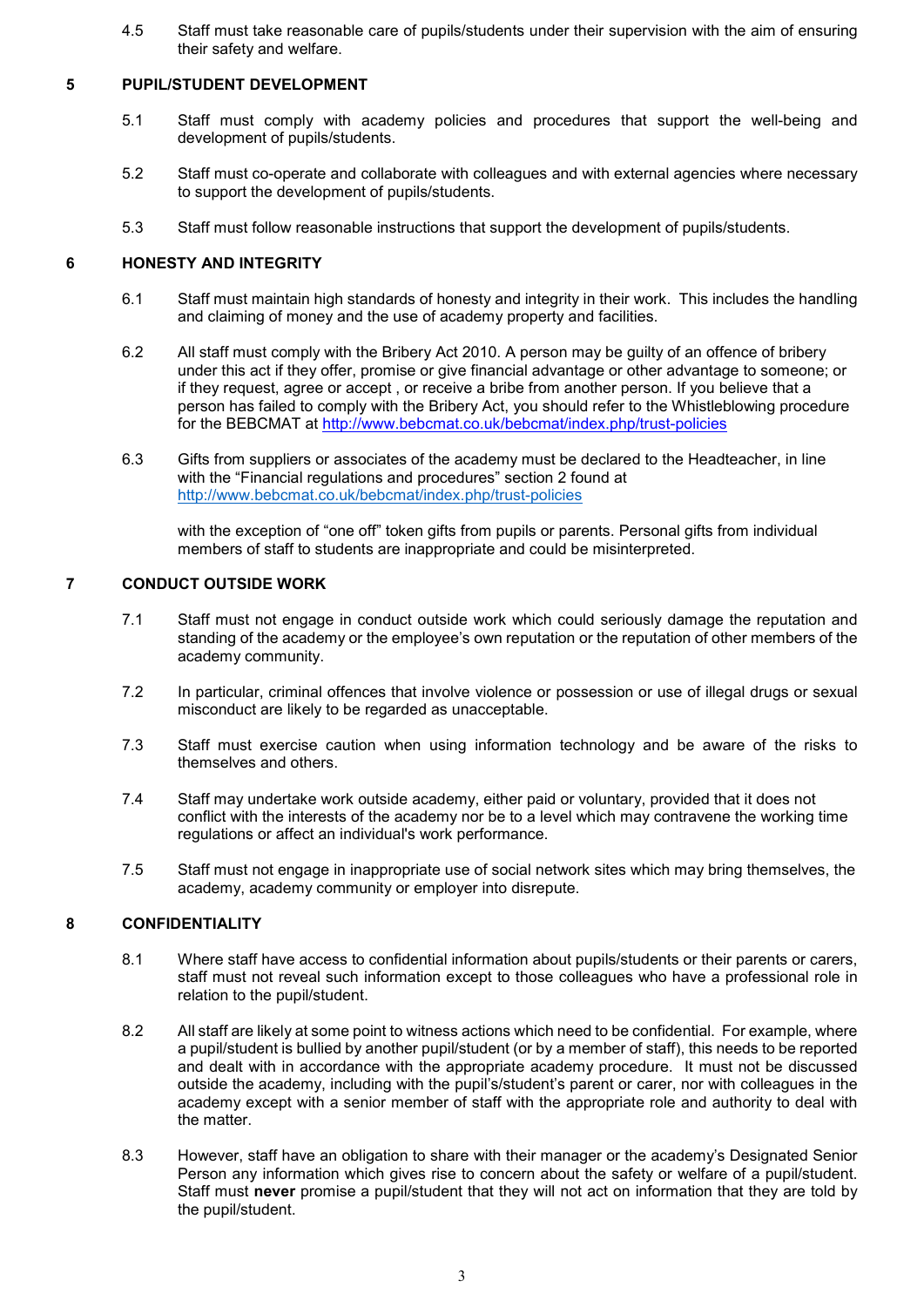4.5 Staff must take reasonable care of pupils/students under their supervision with the aim of ensuring their safety and welfare.

## 5 PUPIL/STUDENT DEVELOPMENT

5.1 Staff must comply with academy policies and procedures that support the well-being and development of pupils/students.

5.2 Staff must co-operate and collaborate with colleagues and with external agencies where necessary to support the development of pupils/students.

5.3 Staff must follow reasonable instructions that support the development of pupils/students.

## 6 HONESTY AND INTEGRITY

6.1 Staff must maintain high standards of honesty and integrity in their work. This includes the handling and claiming of money and the use of academy property and facilities.

6.2 All staff must comply with the Bribery Act 2010. A person may be guilty of an offence of bribery under this act if they offer, promise or give financial advantage or other advantage to someone; or if they request, agree or accept , or receive a bribe from another person. If you believe that a person has failed to comply with the Bribery Act, you should refer to the Whistleblowing procedure for the BEBCMAT at http://www.bebcmat.co.uk/bebcmat/index.php/trust-policies

6.3 Gifts from suppliers or associates of the academy must be declared to the Headteacher, in line with the "Financial regulations and procedures" section 2 found at http://www.bebcmat.co.uk/bebcmat/index.php/trust-policies

with the exception of "one off" token gifts from pupils or parents. Personal gifts from individual members of staff to students are inappropriate and could be misinterpreted.

## 7 CONDUCT OUTSIDE WORK

7.1 Staff must not engage in conduct outside work which could seriously damage the reputation and standing of the academy or the employee's own reputation or the reputation of other members of the academy community.

7.2 In particular, criminal offences that involve violence or possession or use of illegal drugs or sexual misconduct are likely to be regarded as unacceptable.

7.3 Staff must exercise caution when using information technology and be aware of the risks to themselves and others.

7.4 Staff may undertake work outside academy, either paid or voluntary, provided that it does not conflict with the interests of the academy nor be to a level which may contravene the working time regulations or affect an individual's work performance.

7.5 Staff must not engage in inappropriate use of social network sites which may bring themselves, the academy, academy community or employer into disrepute.

## 8 CONFIDENTIALITY

8.1 Where staff have access to confidential information about pupils/students or their parents or carers, staff must not reveal such information except to those colleagues who have a professional role in relation to the pupil/student.

8.2 All staff are likely at some point to witness actions which need to be confidential. For example, where a pupil/student is bullied by another pupil/student (or by a member of staff), this needs to be reported and dealt with in accordance with the appropriate academy procedure. It must not be discussed outside the academy, including with the pupil's/student's parent or carer, nor with colleagues in the academy except with a senior member of staff with the appropriate role and authority to deal with the matter.

8.3 However, staff have an obligation to share with their manager or the academy's Designated Senior Person any information which gives rise to concern about the safety or welfare of a pupil/student. Staff must **never** promise a pupil/student that they will not act on information that they are told by the pupil/student.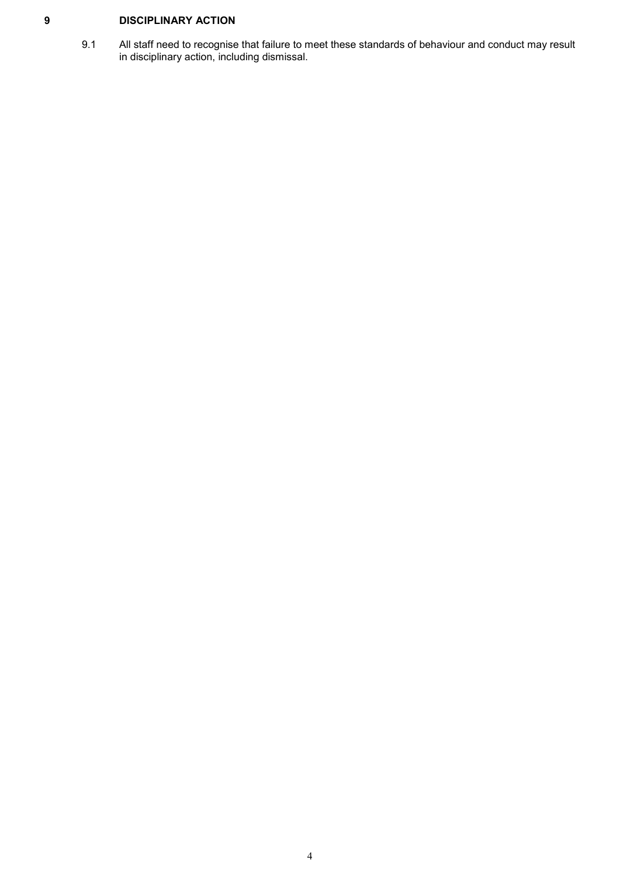## 9 DISCIPLINARY ACTION

9.1 All staff need to recognise that failure to meet these standards of behaviour and conduct may result in disciplinary action, including dismissal.